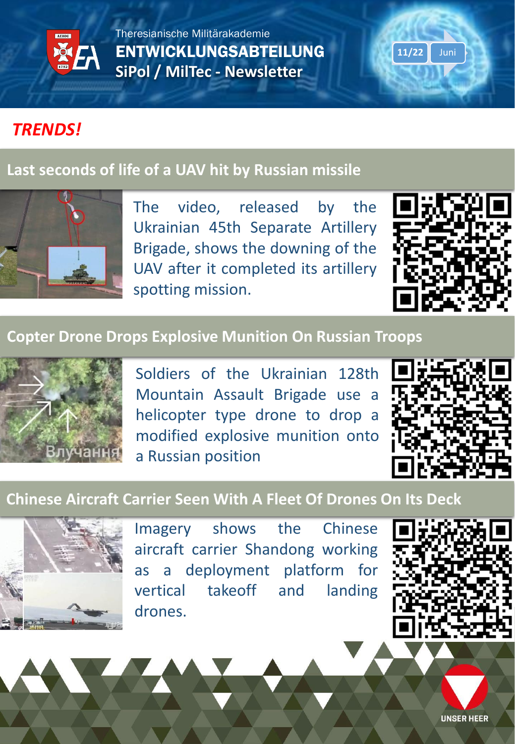Theresianische Militärakademie

# ENTWICKLUNGSABTEILUNG

## SiPol / MilTec - Newsletter

11/22 Juni

## *TRENDS!*

### Last seconds of life of a UAV hit by Russian missile

The video, released by the Ukrainian 45th Separate Artillery Brigade, shows the downing of the UAV after it completed its artillery spotting mission.

### Copter Drone Drops Explosive Munition On Russian Troops

Soldiers of the Ukrainian 128th Mountain Assault Brigade use a helicopter type drone to drop a modified explosive munition onto a Russian position

### Chinese Aircraft Carrier Seen With A Fleet Of Drones On Its Deck

Imagery shows the Chinese aircraft carrier Shandong working as a deployment platform for vertical takeoff and landing drones.

UNSER HEER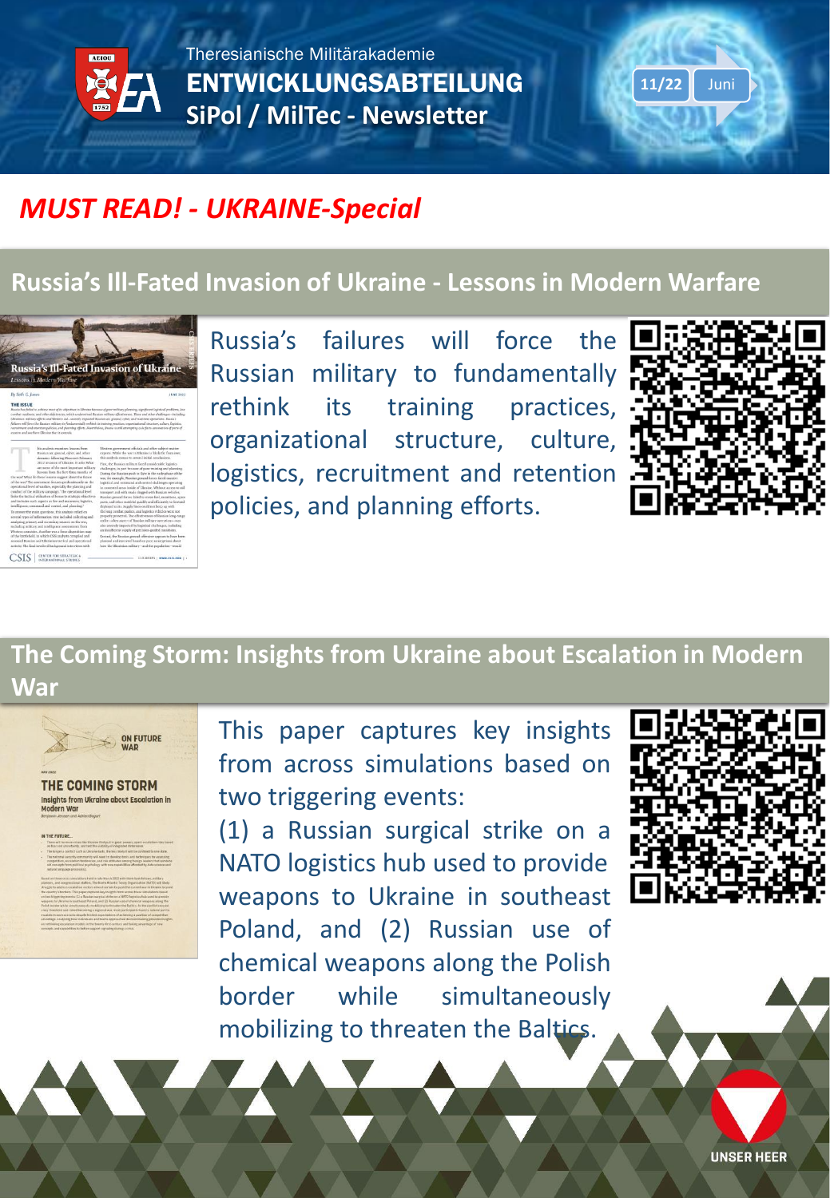Theresianische Militärakademie

**ENTWICKLUNGSABTEILUNG**

**SiPol / MilTec - Newsletter**

11/22 Juni

# *MUST READ! - UKRAINE-Special*

## Russia's Ill-Fated Invasion of Ukraine - Lessons in Modern Warfare

Russia's failures will force the Russian military to fundamentally rethink its training practices, organizational structure, culture, logistics, recruitment and retention policies, and planning efforts.

## The Coming Storm: Insights from Ukraine about Escalation in Modern War

This paper captures key insights from across simulations based on two triggering events:
(1) a Russian surgical strike on a NATO logistics hub used to provide weapons to Ukraine in southeast Poland, and (2) Russian use of chemical weapons along the Polish border while simultaneously mobilizing to threaten the Baltics.

UNSER HEER